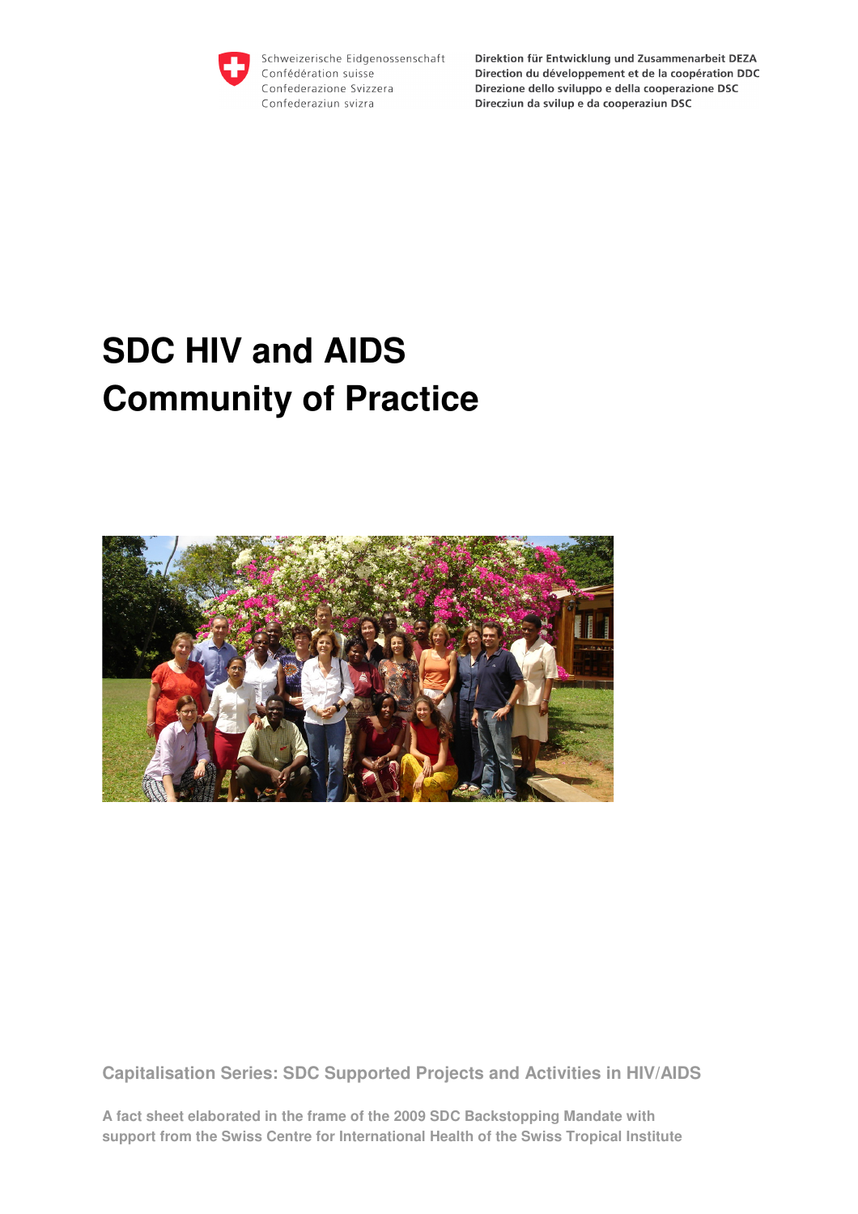Schweizerische Eidgenossenschaft
Confédération suisse
Confederazione Svizzera
Confederaziun svizra

**Direktion für Entwicklung und Zusammenarbeit DEZA**
**Direction du développement et de la coopération DDC**
**Direzione dello sviluppo e della cooperazione DSC**
**Direcziun da svilup e da cooperaziun DSC**

# SDC HIV and AIDS Community of Practice

**Capitalisation Series: SDC Supported Projects and Activities in HIV/AIDS**

**A fact sheet elaborated in the frame of the 2009 SDC Backstopping Mandate with support from the Swiss Centre for International Health of the Swiss Tropical Institute**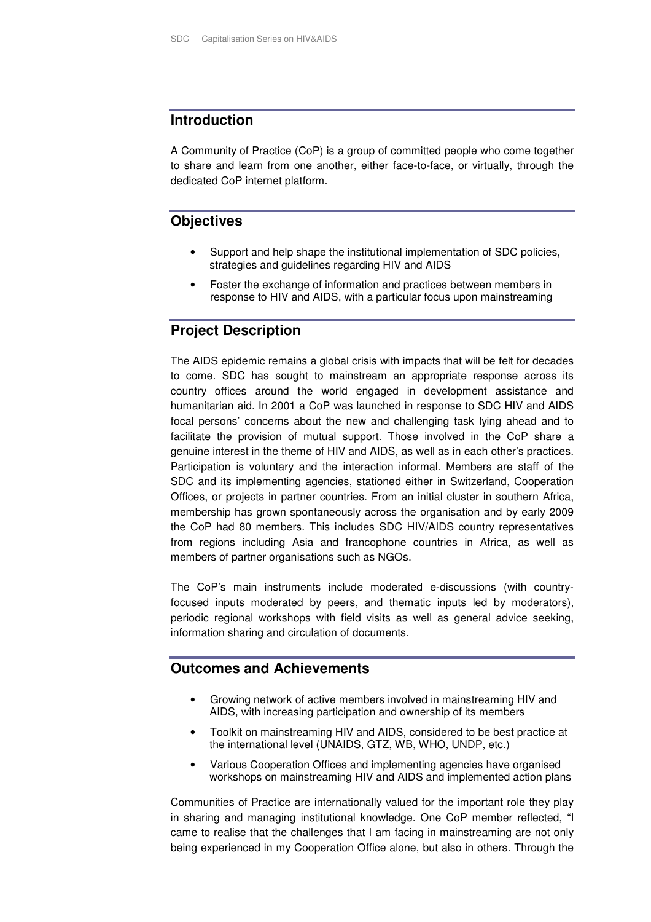## Introduction

A Community of Practice (CoP) is a group of committed people who come together to share and learn from one another, either face-to-face, or virtually, through the dedicated CoP internet platform.

## Objectives

- Support and help shape the institutional implementation of SDC policies, strategies and guidelines regarding HIV and AIDS
- Foster the exchange of information and practices between members in response to HIV and AIDS, with a particular focus upon mainstreaming

## Project Description

The AIDS epidemic remains a global crisis with impacts that will be felt for decades to come. SDC has sought to mainstream an appropriate response across its country offices around the world engaged in development assistance and humanitarian aid. In 2001 a CoP was launched in response to SDC HIV and AIDS focal persons' concerns about the new and challenging task lying ahead and to facilitate the provision of mutual support. Those involved in the CoP share a genuine interest in the theme of HIV and AIDS, as well as in each other's practices. Participation is voluntary and the interaction informal. Members are staff of the SDC and its implementing agencies, stationed either in Switzerland, Cooperation Offices, or projects in partner countries. From an initial cluster in southern Africa, membership has grown spontaneously across the organisation and by early 2009 the CoP had 80 members. This includes SDC HIV/AIDS country representatives from regions including Asia and francophone countries in Africa, as well as members of partner organisations such as NGOs.

The CoP's main instruments include moderated e-discussions (with country-focused inputs moderated by peers, and thematic inputs led by moderators), periodic regional workshops with field visits as well as general advice seeking, information sharing and circulation of documents.

## Outcomes and Achievements

- Growing network of active members involved in mainstreaming HIV and AIDS, with increasing participation and ownership of its members
- Toolkit on mainstreaming HIV and AIDS, considered to be best practice at the international level (UNAIDS, GTZ, WB, WHO, UNDP, etc.)
- Various Cooperation Offices and implementing agencies have organised workshops on mainstreaming HIV and AIDS and implemented action plans

Communities of Practice are internationally valued for the important role they play in sharing and managing institutional knowledge. One CoP member reflected, "I came to realise that the challenges that I am facing in mainstreaming are not only being experienced in my Cooperation Office alone, but also in others. Through the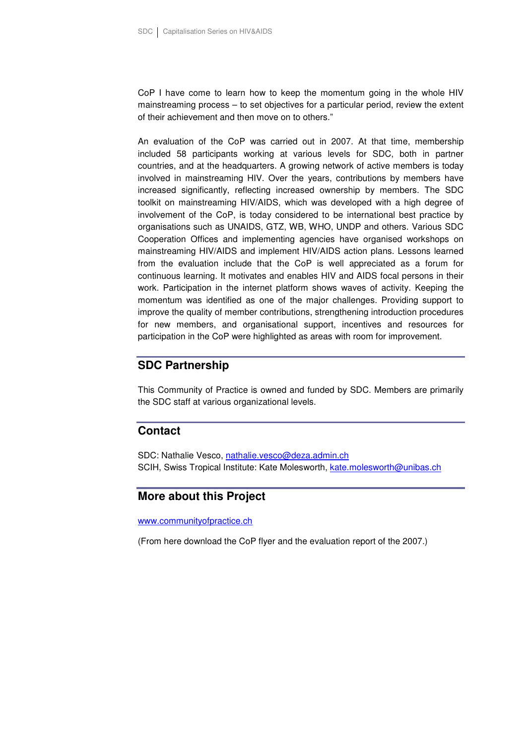CoP I have come to learn how to keep the momentum going in the whole HIV mainstreaming process – to set objectives for a particular period, review the extent of their achievement and then move on to others."

An evaluation of the CoP was carried out in 2007. At that time, membership included 58 participants working at various levels for SDC, both in partner countries, and at the headquarters. A growing network of active members is today involved in mainstreaming HIV. Over the years, contributions by members have increased significantly, reflecting increased ownership by members. The SDC toolkit on mainstreaming HIV/AIDS, which was developed with a high degree of involvement of the CoP, is today considered to be international best practice by organisations such as UNAIDS, GTZ, WB, WHO, UNDP and others. Various SDC Cooperation Offices and implementing agencies have organised workshops on mainstreaming HIV/AIDS and implement HIV/AIDS action plans. Lessons learned from the evaluation include that the CoP is well appreciated as a forum for continuous learning. It motivates and enables HIV and AIDS focal persons in their work. Participation in the internet platform shows waves of activity. Keeping the momentum was identified as one of the major challenges. Providing support to improve the quality of member contributions, strengthening introduction procedures for new members, and organisational support, incentives and resources for participation in the CoP were highlighted as areas with room for improvement.

## SDC Partnership

This Community of Practice is owned and funded by SDC. Members are primarily the SDC staff at various organizational levels.

## Contact

SDC: Nathalie Vesco, nathalie.vesco@deza.admin.ch
SCIH, Swiss Tropical Institute: Kate Molesworth, kate.molesworth@unibas.ch

## More about this Project

www.communityofpractice.ch

(From here download the CoP flyer and the evaluation report of the 2007.)